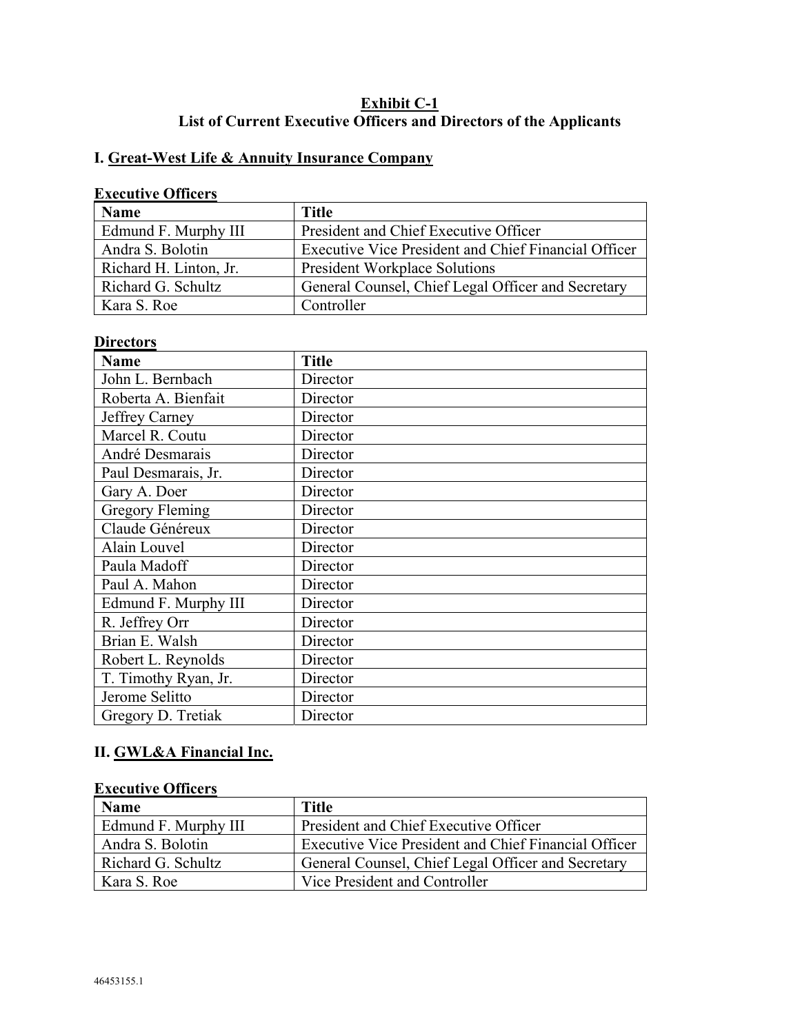**Exhibit C-1**
**List of Current Executive Officers and Directors of the Applicants**

## I. Great-West Life & Annuity Insurance Company

### Executive Officers

| Name | Title |
| --- | --- |
| Edmund F. Murphy III | President and Chief Executive Officer |
| Andra S. Bolotin | Executive Vice President and Chief Financial Officer |
| Richard H. Linton, Jr. | President Workplace Solutions |
| Richard G. Schultz | General Counsel, Chief Legal Officer and Secretary |
| Kara S. Roe | Controller |

### Directors

| Name | Title |
| --- | --- |
| John L. Bernbach | Director |
| Roberta A. Bienfait | Director |
| Jeffrey Carney | Director |
| Marcel R. Coutu | Director |
| André Desmarais | Director |
| Paul Desmarais, Jr. | Director |
| Gary A. Doer | Director |
| Gregory Fleming | Director |
| Claude Généreux | Director |
| Alain Louvel | Director |
| Paula Madoff | Director |
| Paul A. Mahon | Director |
| Edmund F. Murphy III | Director |
| R. Jeffrey Orr | Director |
| Brian E. Walsh | Director |
| Robert L. Reynolds | Director |
| T. Timothy Ryan, Jr. | Director |
| Jerome Selitto | Director |
| Gregory D. Tretiak | Director |

## II. GWL&A Financial Inc.

### Executive Officers

| Name | Title |
| --- | --- |
| Edmund F. Murphy III | President and Chief Executive Officer |
| Andra S. Bolotin | Executive Vice President and Chief Financial Officer |
| Richard G. Schultz | General Counsel, Chief Legal Officer and Secretary |
| Kara S. Roe | Vice President and Controller |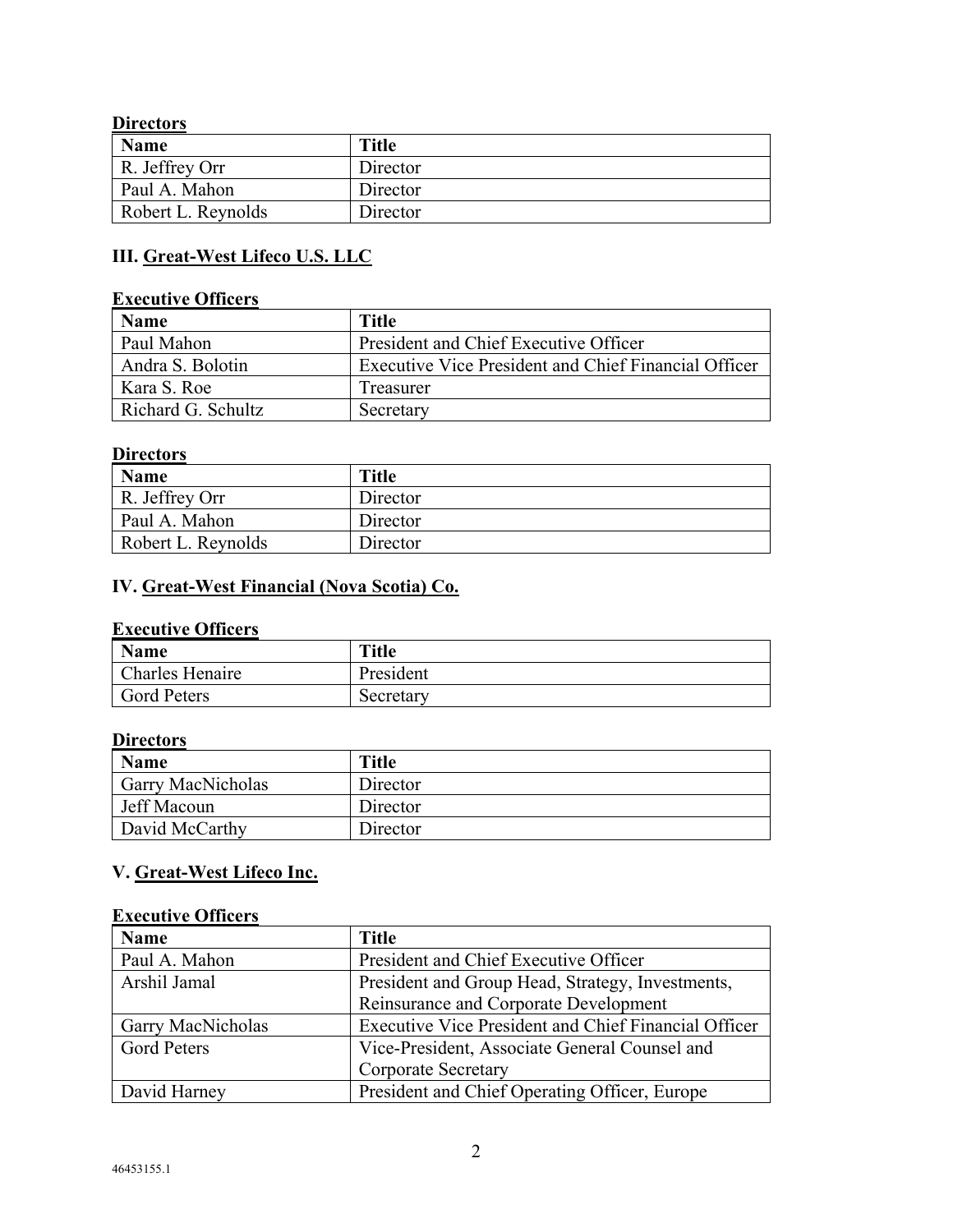**Directors**

| Name | Title |
|---|---|
| R. Jeffrey Orr | Director |
| Paul A. Mahon | Director |
| Robert L. Reynolds | Director |

## III. Great-West Lifeco U.S. LLC

**Executive Officers**

| Name | Title |
|---|---|
| Paul Mahon | President and Chief Executive Officer |
| Andra S. Bolotin | Executive Vice President and Chief Financial Officer |
| Kara S. Roe | Treasurer |
| Richard G. Schultz | Secretary |

**Directors**

| Name | Title |
|---|---|
| R. Jeffrey Orr | Director |
| Paul A. Mahon | Director |
| Robert L. Reynolds | Director |

## IV. Great-West Financial (Nova Scotia) Co.

**Executive Officers**

| Name | Title |
|---|---|
| Charles Henaire | President |
| Gord Peters | Secretary |

**Directors**

| Name | Title |
|---|---|
| Garry MacNicholas | Director |
| Jeff Macoun | Director |
| David McCarthy | Director |

## V. Great-West Lifeco Inc.

**Executive Officers**

| Name | Title |
|---|---|
| Paul A. Mahon | President and Chief Executive Officer |
| Arshil Jamal | President and Group Head, Strategy, Investments, Reinsurance and Corporate Development |
| Garry MacNicholas | Executive Vice President and Chief Financial Officer |
| Gord Peters | Vice-President, Associate General Counsel and Corporate Secretary |
| David Harney | President and Chief Operating Officer, Europe |

46453155.1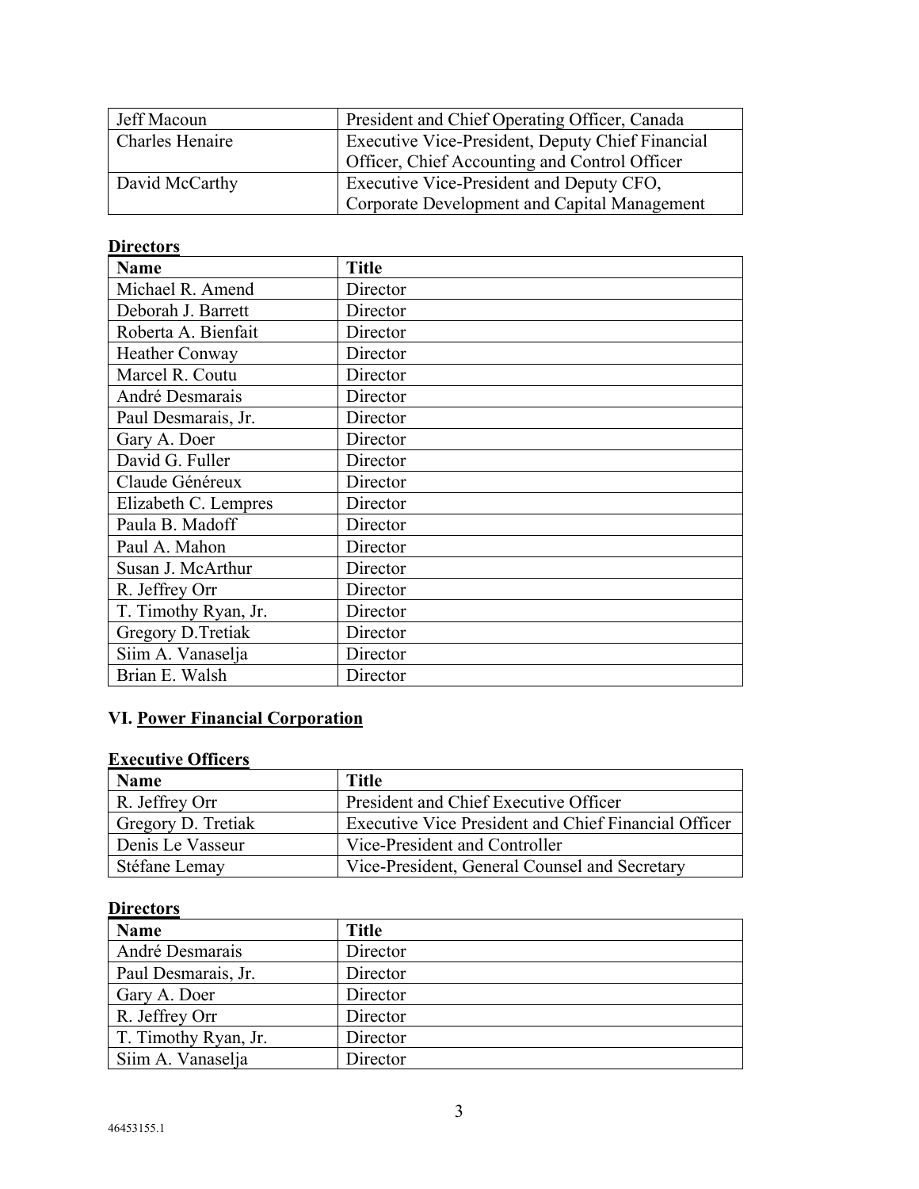| | |
|---|---|
| Jeff Macoun | President and Chief Operating Officer, Canada |
| Charles Henaire | Executive Vice-President, Deputy Chief Financial Officer, Chief Accounting and Control Officer |
| David McCarthy | Executive Vice-President and Deputy CFO, Corporate Development and Capital Management |

**Directors**

| Name | Title |
|---|---|
| Michael R. Amend | Director |
| Deborah J. Barrett | Director |
| Roberta A. Bienfait | Director |
| Heather Conway | Director |
| Marcel R. Coutu | Director |
| André Desmarais | Director |
| Paul Desmarais, Jr. | Director |
| Gary A. Doer | Director |
| David G. Fuller | Director |
| Claude Généreux | Director |
| Elizabeth C. Lempres | Director |
| Paula B. Madoff | Director |
| Paul A. Mahon | Director |
| Susan J. McArthur | Director |
| R. Jeffrey Orr | Director |
| T. Timothy Ryan, Jr. | Director |
| Gregory D.Tretiak | Director |
| Siim A. Vanaselja | Director |
| Brian E. Walsh | Director |

## VI. Power Financial Corporation

**Executive Officers**

| Name | Title |
|---|---|
| R. Jeffrey Orr | President and Chief Executive Officer |
| Gregory D. Tretiak | Executive Vice President and Chief Financial Officer |
| Denis Le Vasseur | Vice-President and Controller |
| Stéfane Lemay | Vice-President, General Counsel and Secretary |

**Directors**

| Name | Title |
|---|---|
| André Desmarais | Director |
| Paul Desmarais, Jr. | Director |
| Gary A. Doer | Director |
| R. Jeffrey Orr | Director |
| T. Timothy Ryan, Jr. | Director |
| Siim A. Vanaselja | Director |

46453155.1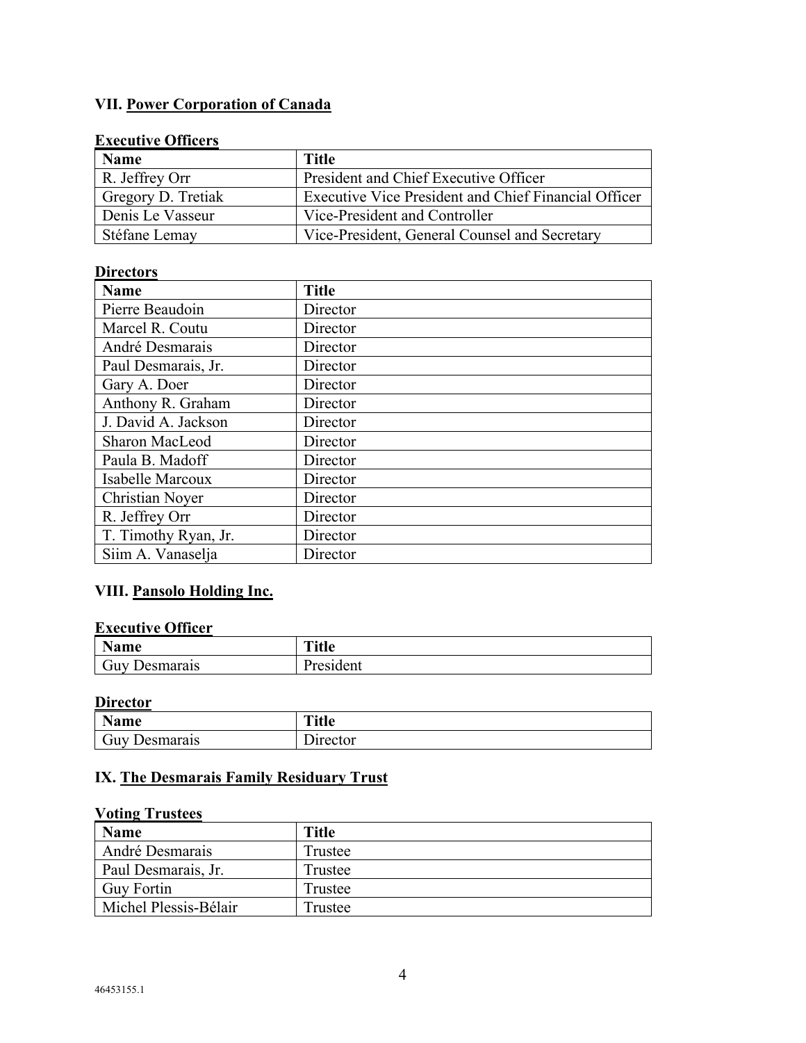## VII. Power Corporation of Canada

**Executive Officers**

| Name | Title |
|---|---|
| R. Jeffrey Orr | President and Chief Executive Officer |
| Gregory D. Tretiak | Executive Vice President and Chief Financial Officer |
| Denis Le Vasseur | Vice-President and Controller |
| Stéfane Lemay | Vice-President, General Counsel and Secretary |

**Directors**

| Name | Title |
|---|---|
| Pierre Beaudoin | Director |
| Marcel R. Coutu | Director |
| André Desmarais | Director |
| Paul Desmarais, Jr. | Director |
| Gary A. Doer | Director |
| Anthony R. Graham | Director |
| J. David A. Jackson | Director |
| Sharon MacLeod | Director |
| Paula B. Madoff | Director |
| Isabelle Marcoux | Director |
| Christian Noyer | Director |
| R. Jeffrey Orr | Director |
| T. Timothy Ryan, Jr. | Director |
| Siim A. Vanaselja | Director |

## VIII. Pansolo Holding Inc.

**Executive Officer**

| Name | Title |
|---|---|
| Guy Desmarais | President |

**Director**

| Name | Title |
|---|---|
| Guy Desmarais | Director |

## IX. The Desmarais Family Residuary Trust

**Voting Trustees**

| Name | Title |
|---|---|
| André Desmarais | Trustee |
| Paul Desmarais, Jr. | Trustee |
| Guy Fortin | Trustee |
| Michel Plessis-Bélair | Trustee |

46453155.1